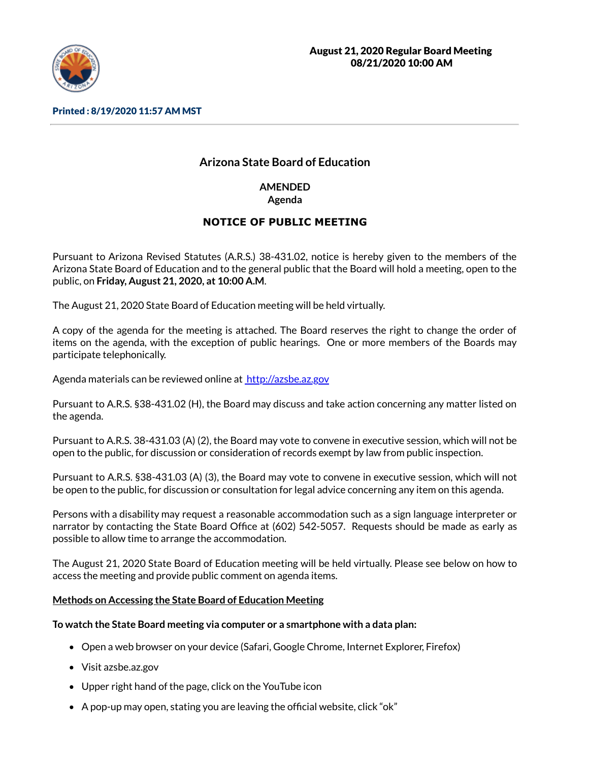**August 21, 2020 Regular Board Meeting**
**08/21/2020 10:00 AM**

**Printed : 8/19/2020 11:57 AM MST**

---

# Arizona State Board of Education

**AMENDED**
**Agenda**

## NOTICE OF PUBLIC MEETING

Pursuant to Arizona Revised Statutes (A.R.S.) 38-431.02, notice is hereby given to the members of the Arizona State Board of Education and to the general public that the Board will hold a meeting, open to the public, on **Friday, August 21, 2020, at 10:00 A.M**.

The August 21, 2020 State Board of Education meeting will be held virtually.

A copy of the agenda for the meeting is attached. The Board reserves the right to change the order of items on the agenda, with the exception of public hearings. One or more members of the Boards may participate telephonically.

Agenda materials can be reviewed online at [http://azsbe.az.gov](http://azsbe.az.gov)

Pursuant to A.R.S. §38-431.02 (H), the Board may discuss and take action concerning any matter listed on the agenda.

Pursuant to A.R.S. 38-431.03 (A) (2), the Board may vote to convene in executive session, which will not be open to the public, for discussion or consideration of records exempt by law from public inspection.

Pursuant to A.R.S. §38-431.03 (A) (3), the Board may vote to convene in executive session, which will not be open to the public, for discussion or consultation for legal advice concerning any item on this agenda.

Persons with a disability may request a reasonable accommodation such as a sign language interpreter or narrator by contacting the State Board Office at (602) 542-5057. Requests should be made as early as possible to allow time to arrange the accommodation.

The August 21, 2020 State Board of Education meeting will be held virtually. Please see below on how to access the meeting and provide public comment on agenda items.

**Methods on Accessing the State Board of Education Meeting**

**To watch the State Board meeting via computer or a smartphone with a data plan:**

- Open a web browser on your device (Safari, Google Chrome, Internet Explorer, Firefox)
- Visit azsbe.az.gov
- Upper right hand of the page, click on the YouTube icon
- A pop-up may open, stating you are leaving the official website, click "ok"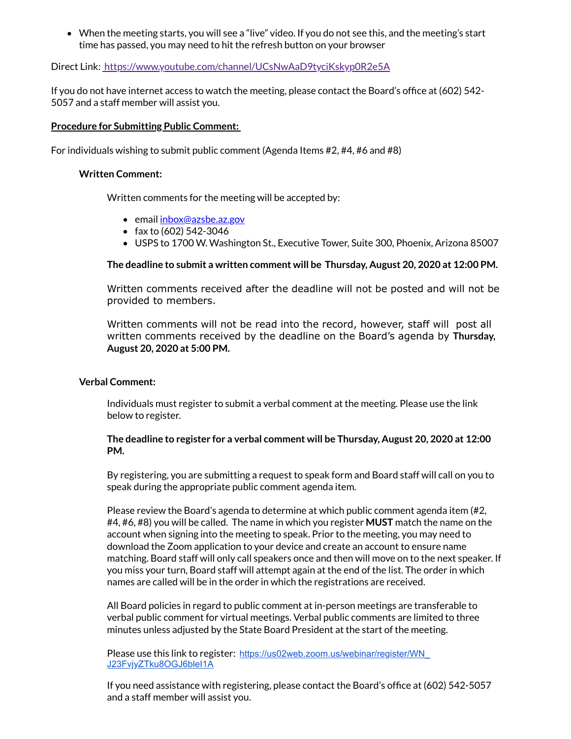- When the meeting starts, you will see a "live" video. If you do not see this, and the meeting's start time has passed, you may need to hit the refresh button on your browser

Direct Link: https://www.youtube.com/channel/UCsNwAaD9tyciKskyp0R2e5A

If you do not have internet access to watch the meeting, please contact the Board's office at (602) 542-5057 and a staff member will assist you.

**Procedure for Submitting Public Comment:**

For individuals wishing to submit public comment (Agenda Items #2, #4, #6 and #8)

**Written Comment:**

Written comments for the meeting will be accepted by:

- email inbox@azsbe.az.gov
- fax to (602) 542-3046
- USPS to 1700 W. Washington St., Executive Tower, Suite 300, Phoenix, Arizona 85007

**The deadline to submit a written comment will be Thursday, August 20, 2020 at 12:00 PM.**

Written comments received after the deadline will not be posted and will not be provided to members.

Written comments will not be read into the record, however, staff will post all written comments received by the deadline on the Board's agenda by **Thursday, August 20, 2020 at 5:00 PM.**

**Verbal Comment:**

Individuals must register to submit a verbal comment at the meeting. Please use the link below to register.

**The deadline to register for a verbal comment will be Thursday, August 20, 2020 at 12:00 PM.**

By registering, you are submitting a request to speak form and Board staff will call on you to speak during the appropriate public comment agenda item.

Please review the Board's agenda to determine at which public comment agenda item (#2, #4, #6, #8) you will be called. The name in which you register **MUST** match the name on the account when signing into the meeting to speak. Prior to the meeting, you may need to download the Zoom application to your device and create an account to ensure name matching. Board staff will only call speakers once and then will move on to the next speaker. If you miss your turn, Board staff will attempt again at the end of the list. The order in which names are called will be in the order in which the registrations are received.

All Board policies in regard to public comment at in-person meetings are transferable to verbal public comment for virtual meetings. Verbal public comments are limited to three minutes unless adjusted by the State Board President at the start of the meeting.

Please use this link to register: https://us02web.zoom.us/webinar/register/WN_J23FvjyZTku8OGJ6bleI1A

If you need assistance with registering, please contact the Board's office at (602) 542-5057 and a staff member will assist you.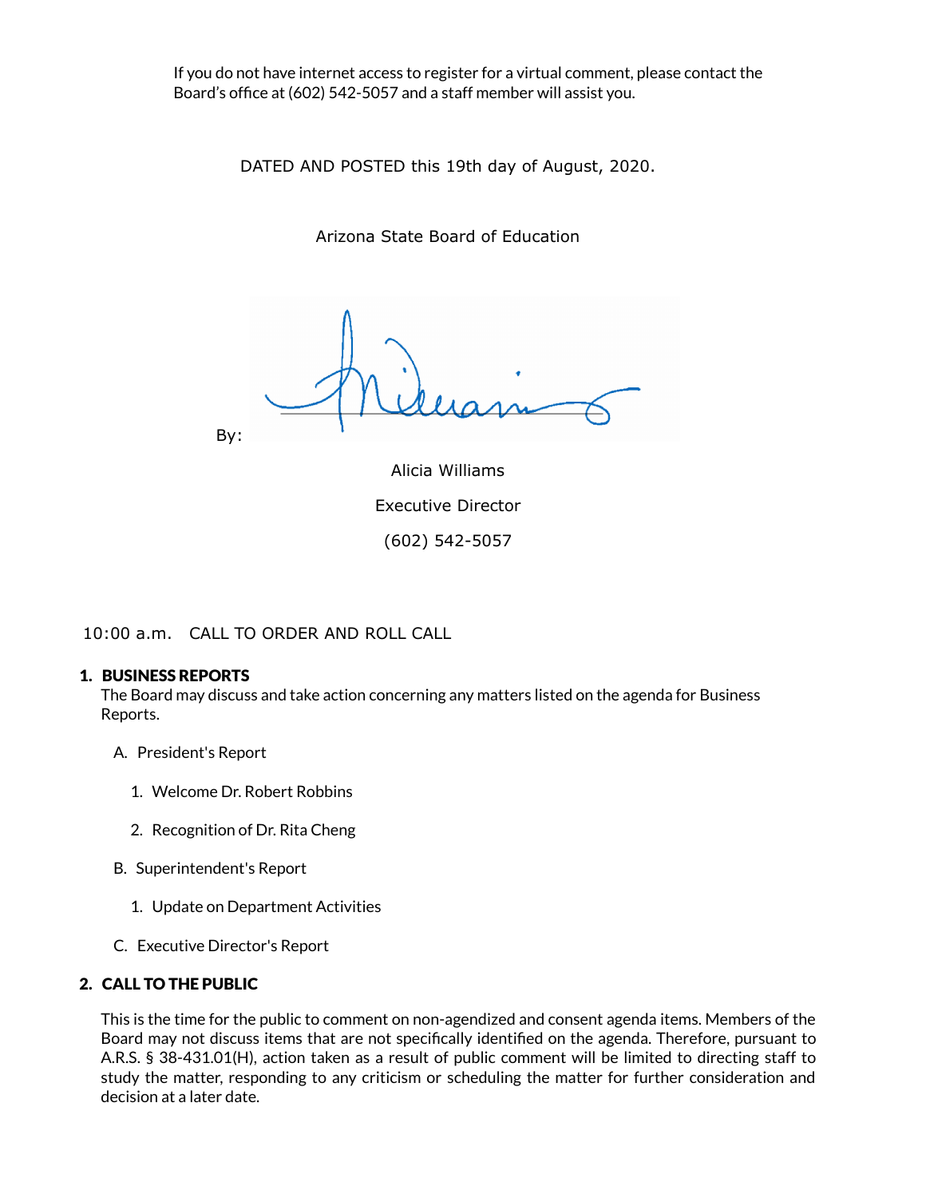If you do not have internet access to register for a virtual comment, please contact the Board's office at (602) 542-5057 and a staff member will assist you.

DATED AND POSTED this 19th day of August, 2020.

Arizona State Board of Education

By:

Alicia Williams

Executive Director

(602) 542-5057

10:00 a.m. CALL TO ORDER AND ROLL CALL

## 1. BUSINESS REPORTS

The Board may discuss and take action concerning any matters listed on the agenda for Business Reports.

A. President's Report

1. Welcome Dr. Robert Robbins
2. Recognition of Dr. Rita Cheng

B. Superintendent's Report

1. Update on Department Activities

C. Executive Director's Report

## 2. CALL TO THE PUBLIC

This is the time for the public to comment on non-agendized and consent agenda items. Members of the Board may not discuss items that are not specifically identified on the agenda. Therefore, pursuant to A.R.S. § 38-431.01(H), action taken as a result of public comment will be limited to directing staff to study the matter, responding to any criticism or scheduling the matter for further consideration and decision at a later date.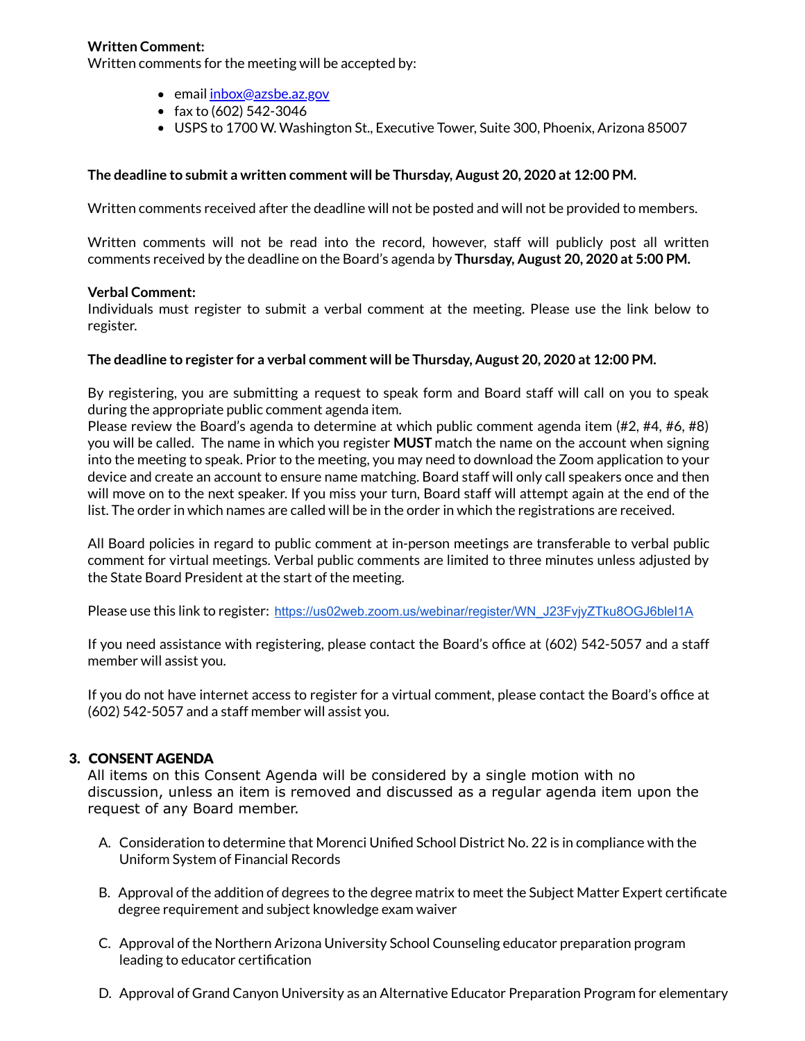**Written Comment:**
Written comments for the meeting will be accepted by:

- email inbox@azsbe.az.gov
- fax to (602) 542-3046
- USPS to 1700 W. Washington St., Executive Tower, Suite 300, Phoenix, Arizona 85007

**The deadline to submit a written comment will be Thursday, August 20, 2020 at 12:00 PM.**

Written comments received after the deadline will not be posted and will not be provided to members.

Written comments will not be read into the record, however, staff will publicly post all written comments received by the deadline on the Board's agenda by **Thursday, August 20, 2020 at 5:00 PM.**

**Verbal Comment:**
Individuals must register to submit a verbal comment at the meeting. Please use the link below to register.

**The deadline to register for a verbal comment will be Thursday, August 20, 2020 at 12:00 PM.**

By registering, you are submitting a request to speak form and Board staff will call on you to speak during the appropriate public comment agenda item.
Please review the Board's agenda to determine at which public comment agenda item (#2, #4, #6, #8) you will be called. The name in which you register **MUST** match the name on the account when signing into the meeting to speak. Prior to the meeting, you may need to download the Zoom application to your device and create an account to ensure name matching. Board staff will only call speakers once and then will move on to the next speaker. If you miss your turn, Board staff will attempt again at the end of the list. The order in which names are called will be in the order in which the registrations are received.

All Board policies in regard to public comment at in-person meetings are transferable to verbal public comment for virtual meetings. Verbal public comments are limited to three minutes unless adjusted by the State Board President at the start of the meeting.

Please use this link to register: https://us02web.zoom.us/webinar/register/WN_J23FvjyZTku8OGJ6bleI1A

If you need assistance with registering, please contact the Board's office at (602) 542-5057 and a staff member will assist you.

If you do not have internet access to register for a virtual comment, please contact the Board's office at (602) 542-5057 and a staff member will assist you.

## 3. CONSENT AGENDA

All items on this Consent Agenda will be considered by a single motion with no discussion, unless an item is removed and discussed as a regular agenda item upon the request of any Board member.

A. Consideration to determine that Morenci Unified School District No. 22 is in compliance with the Uniform System of Financial Records

B. Approval of the addition of degrees to the degree matrix to meet the Subject Matter Expert certificate degree requirement and subject knowledge exam waiver

C. Approval of the Northern Arizona University School Counseling educator preparation program leading to educator certification

D. Approval of Grand Canyon University as an Alternative Educator Preparation Program for elementary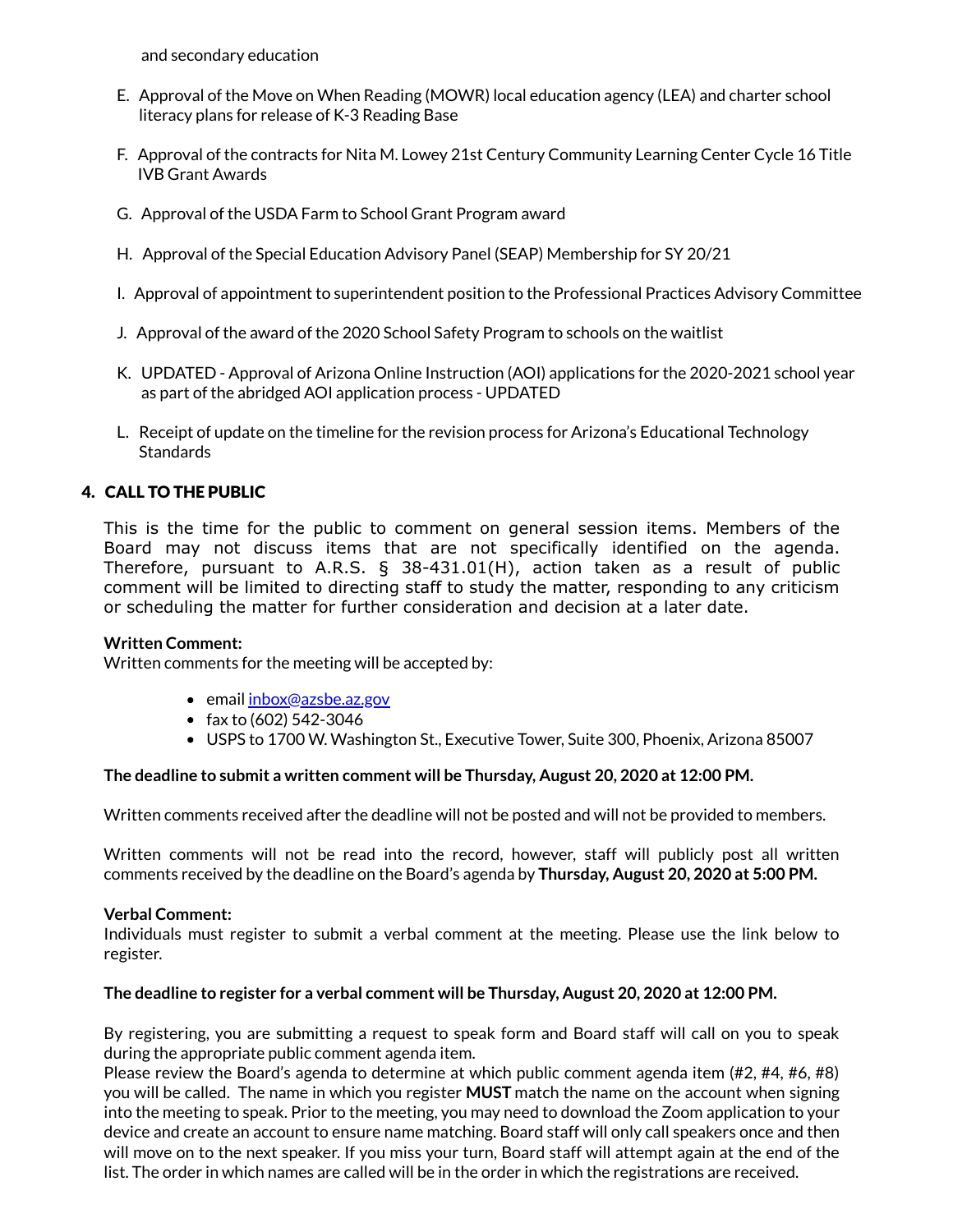and secondary education

E. Approval of the Move on When Reading (MOWR) local education agency (LEA) and charter school literacy plans for release of K-3 Reading Base

F. Approval of the contracts for Nita M. Lowey 21st Century Community Learning Center Cycle 16 Title IVB Grant Awards

G. Approval of the USDA Farm to School Grant Program award

H. Approval of the Special Education Advisory Panel (SEAP) Membership for SY 20/21

I. Approval of appointment to superintendent position to the Professional Practices Advisory Committee

J. Approval of the award of the 2020 School Safety Program to schools on the waitlist

K. UPDATED - Approval of Arizona Online Instruction (AOI) applications for the 2020-2021 school year as part of the abridged AOI application process - UPDATED

L. Receipt of update on the timeline for the revision process for Arizona's Educational Technology Standards

## 4. CALL TO THE PUBLIC

This is the time for the public to comment on general session items. Members of the Board may not discuss items that are not specifically identified on the agenda. Therefore, pursuant to A.R.S. § 38-431.01(H), action taken as a result of public comment will be limited to directing staff to study the matter, responding to any criticism or scheduling the matter for further consideration and decision at a later date.

**Written Comment:**
Written comments for the meeting will be accepted by:

- email inbox@azsbe.az.gov
- fax to (602) 542-3046
- USPS to 1700 W. Washington St., Executive Tower, Suite 300, Phoenix, Arizona 85007

**The deadline to submit a written comment will be Thursday, August 20, 2020 at 12:00 PM.**

Written comments received after the deadline will not be posted and will not be provided to members.

Written comments will not be read into the record, however, staff will publicly post all written comments received by the deadline on the Board's agenda by **Thursday, August 20, 2020 at 5:00 PM.**

**Verbal Comment:**
Individuals must register to submit a verbal comment at the meeting. Please use the link below to register.

**The deadline to register for a verbal comment will be Thursday, August 20, 2020 at 12:00 PM.**

By registering, you are submitting a request to speak form and Board staff will call on you to speak during the appropriate public comment agenda item.
Please review the Board's agenda to determine at which public comment agenda item (#2, #4, #6, #8) you will be called. The name in which you register **MUST** match the name on the account when signing into the meeting to speak. Prior to the meeting, you may need to download the Zoom application to your device and create an account to ensure name matching. Board staff will only call speakers once and then will move on to the next speaker. If you miss your turn, Board staff will attempt again at the end of the list. The order in which names are called will be in the order in which the registrations are received.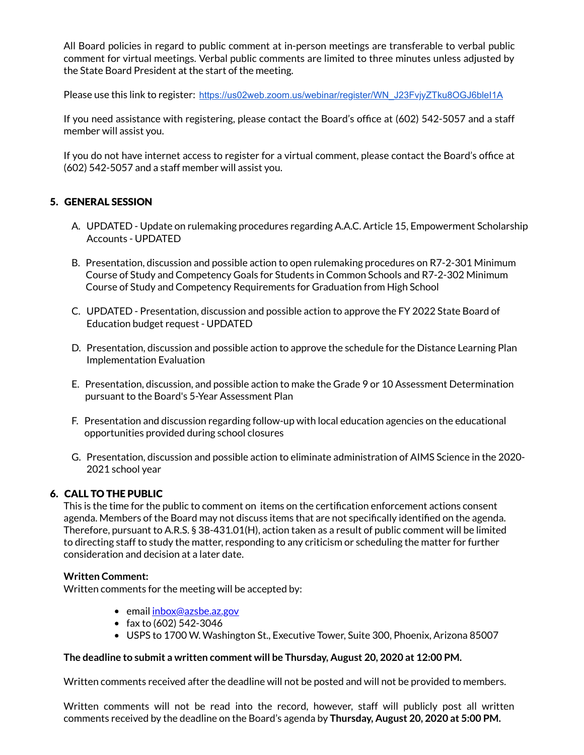All Board policies in regard to public comment at in-person meetings are transferable to verbal public comment for virtual meetings. Verbal public comments are limited to three minutes unless adjusted by the State Board President at the start of the meeting.

Please use this link to register: https://us02web.zoom.us/webinar/register/WN_J23FvjyZTku8OGJ6bleI1A

If you need assistance with registering, please contact the Board's office at (602) 542-5057 and a staff member will assist you.

If you do not have internet access to register for a virtual comment, please contact the Board's office at (602) 542-5057 and a staff member will assist you.

## 5. GENERAL SESSION

A. UPDATED - Update on rulemaking procedures regarding A.A.C. Article 15, Empowerment Scholarship Accounts - UPDATED

B. Presentation, discussion and possible action to open rulemaking procedures on R7-2-301 Minimum Course of Study and Competency Goals for Students in Common Schools and R7-2-302 Minimum Course of Study and Competency Requirements for Graduation from High School

C. UPDATED - Presentation, discussion and possible action to approve the FY 2022 State Board of Education budget request - UPDATED

D. Presentation, discussion and possible action to approve the schedule for the Distance Learning Plan Implementation Evaluation

E. Presentation, discussion, and possible action to make the Grade 9 or 10 Assessment Determination pursuant to the Board's 5-Year Assessment Plan

F. Presentation and discussion regarding follow-up with local education agencies on the educational opportunities provided during school closures

G. Presentation, discussion and possible action to eliminate administration of AIMS Science in the 2020-2021 school year

## 6. CALL TO THE PUBLIC

This is the time for the public to comment on items on the certification enforcement actions consent agenda. Members of the Board may not discuss items that are not specifically identified on the agenda. Therefore, pursuant to A.R.S. § 38-431.01(H), action taken as a result of public comment will be limited to directing staff to study the matter, responding to any criticism or scheduling the matter for further consideration and decision at a later date.

**Written Comment:**

Written comments for the meeting will be accepted by:

- email inbox@azsbe.az.gov
- fax to (602) 542-3046
- USPS to 1700 W. Washington St., Executive Tower, Suite 300, Phoenix, Arizona 85007

**The deadline to submit a written comment will be Thursday, August 20, 2020 at 12:00 PM.**

Written comments received after the deadline will not be posted and will not be provided to members.

Written comments will not be read into the record, however, staff will publicly post all written comments received by the deadline on the Board's agenda by **Thursday, August 20, 2020 at 5:00 PM.**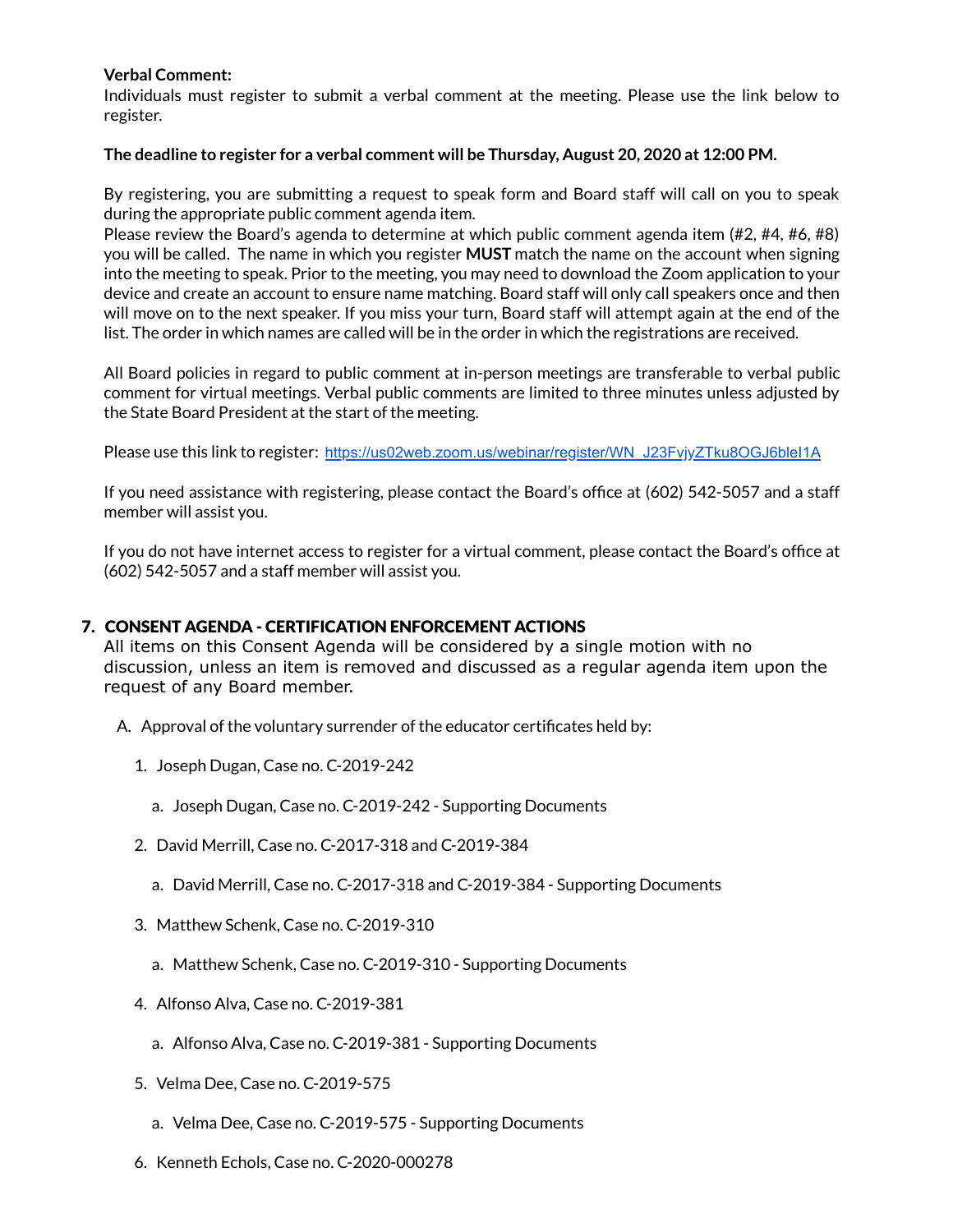**Verbal Comment:**
Individuals must register to submit a verbal comment at the meeting. Please use the link below to register.

**The deadline to register for a verbal comment will be Thursday, August 20, 2020 at 12:00 PM.**

By registering, you are submitting a request to speak form and Board staff will call on you to speak during the appropriate public comment agenda item.
Please review the Board's agenda to determine at which public comment agenda item (#2, #4, #6, #8) you will be called. The name in which you register **MUST** match the name on the account when signing into the meeting to speak. Prior to the meeting, you may need to download the Zoom application to your device and create an account to ensure name matching. Board staff will only call speakers once and then will move on to the next speaker. If you miss your turn, Board staff will attempt again at the end of the list. The order in which names are called will be in the order in which the registrations are received.

All Board policies in regard to public comment at in-person meetings are transferable to verbal public comment for virtual meetings. Verbal public comments are limited to three minutes unless adjusted by the State Board President at the start of the meeting.

Please use this link to register: https://us02web.zoom.us/webinar/register/WN_J23FvjyZTku8OGJ6bleI1A

If you need assistance with registering, please contact the Board's office at (602) 542-5057 and a staff member will assist you.

If you do not have internet access to register for a virtual comment, please contact the Board's office at (602) 542-5057 and a staff member will assist you.

## 7. CONSENT AGENDA - CERTIFICATION ENFORCEMENT ACTIONS

All items on this Consent Agenda will be considered by a single motion with no discussion, unless an item is removed and discussed as a regular agenda item upon the request of any Board member.

A. Approval of the voluntary surrender of the educator certificates held by:

1. Joseph Dugan, Case no. C-2019-242
    a. Joseph Dugan, Case no. C-2019-242 - Supporting Documents
2. David Merrill, Case no. C-2017-318 and C-2019-384
    a. David Merrill, Case no. C-2017-318 and C-2019-384 - Supporting Documents
3. Matthew Schenk, Case no. C-2019-310
    a. Matthew Schenk, Case no. C-2019-310 - Supporting Documents
4. Alfonso Alva, Case no. C-2019-381
    a. Alfonso Alva, Case no. C-2019-381 - Supporting Documents
5. Velma Dee, Case no. C-2019-575
    a. Velma Dee, Case no. C-2019-575 - Supporting Documents
6. Kenneth Echols, Case no. C-2020-000278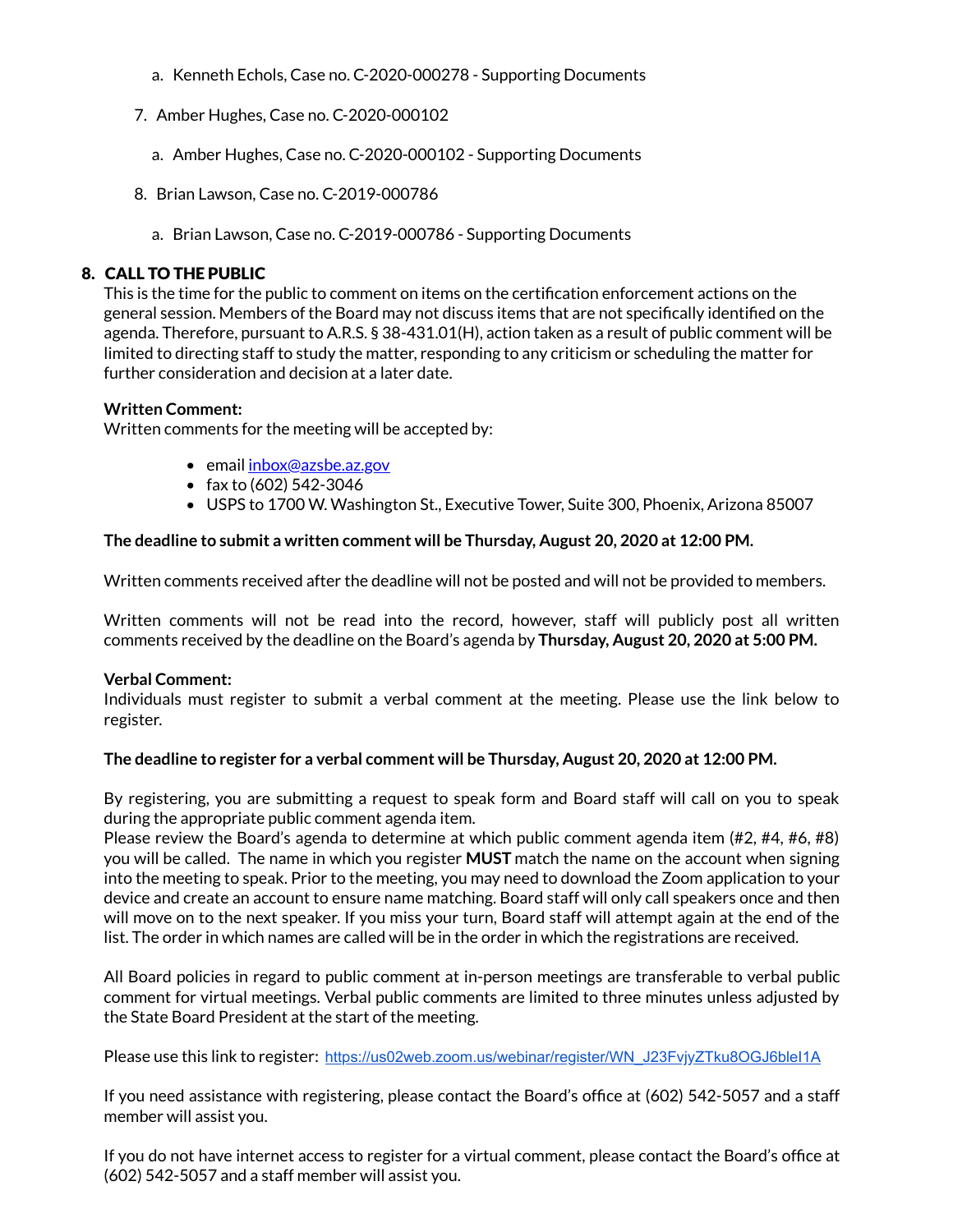a. Kenneth Echols, Case no. C-2020-000278 - Supporting Documents

7. Amber Hughes, Case no. C-2020-000102

   a. Amber Hughes, Case no. C-2020-000102 - Supporting Documents

8. Brian Lawson, Case no. C-2019-000786

   a. Brian Lawson, Case no. C-2019-000786 - Supporting Documents

## 8. CALL TO THE PUBLIC

This is the time for the public to comment on items on the certification enforcement actions on the general session. Members of the Board may not discuss items that are not specifically identified on the agenda. Therefore, pursuant to A.R.S. § 38-431.01(H), action taken as a result of public comment will be limited to directing staff to study the matter, responding to any criticism or scheduling the matter for further consideration and decision at a later date.

**Written Comment:**
Written comments for the meeting will be accepted by:

- email [inbox@azsbe.az.gov](mailto:inbox@azsbe.az.gov)
- fax to (602) 542-3046
- USPS to 1700 W. Washington St., Executive Tower, Suite 300, Phoenix, Arizona 85007

**The deadline to submit a written comment will be Thursday, August 20, 2020 at 12:00 PM.**

Written comments received after the deadline will not be posted and will not be provided to members.

Written comments will not be read into the record, however, staff will publicly post all written comments received by the deadline on the Board's agenda by **Thursday, August 20, 2020 at 5:00 PM.**

**Verbal Comment:**
Individuals must register to submit a verbal comment at the meeting. Please use the link below to register.

**The deadline to register for a verbal comment will be Thursday, August 20, 2020 at 12:00 PM.**

By registering, you are submitting a request to speak form and Board staff will call on you to speak during the appropriate public comment agenda item.
Please review the Board's agenda to determine at which public comment agenda item (#2, #4, #6, #8) you will be called. The name in which you register **MUST** match the name on the account when signing into the meeting to speak. Prior to the meeting, you may need to download the Zoom application to your device and create an account to ensure name matching. Board staff will only call speakers once and then will move on to the next speaker. If you miss your turn, Board staff will attempt again at the end of the list. The order in which names are called will be in the order in which the registrations are received.

All Board policies in regard to public comment at in-person meetings are transferable to verbal public comment for virtual meetings. Verbal public comments are limited to three minutes unless adjusted by the State Board President at the start of the meeting.

Please use this link to register: [https://us02web.zoom.us/webinar/register/WN_J23FvjyZTku8OGJ6bleI1A](https://us02web.zoom.us/webinar/register/WN_J23FvjyZTku8OGJ6bleI1A)

If you need assistance with registering, please contact the Board's office at (602) 542-5057 and a staff member will assist you.

If you do not have internet access to register for a virtual comment, please contact the Board's office at (602) 542-5057 and a staff member will assist you.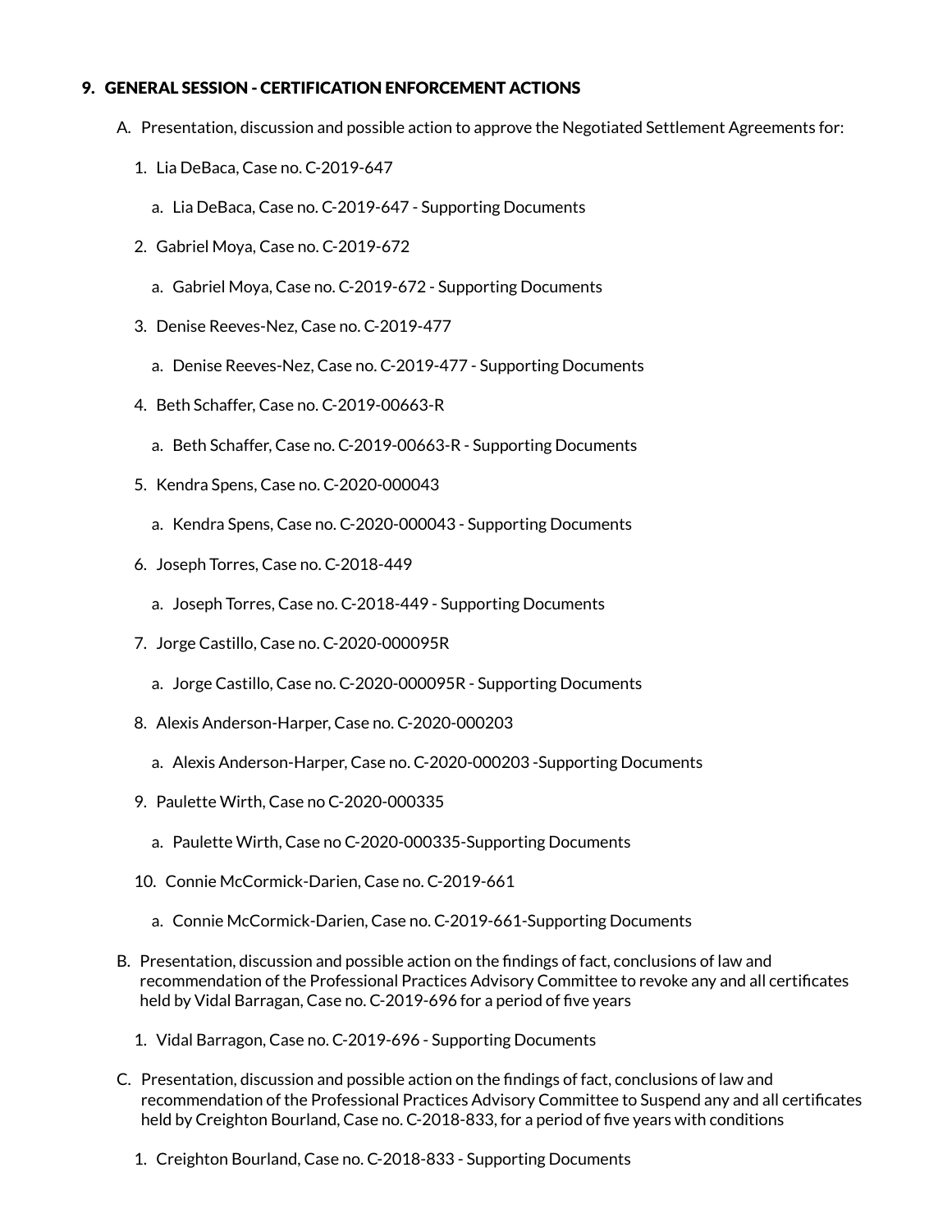## 9. GENERAL SESSION - CERTIFICATION ENFORCEMENT ACTIONS

A. Presentation, discussion and possible action to approve the Negotiated Settlement Agreements for:

1. Lia DeBaca, Case no. C-2019-647
   a. Lia DeBaca, Case no. C-2019-647 - Supporting Documents
2. Gabriel Moya, Case no. C-2019-672
   a. Gabriel Moya, Case no. C-2019-672 - Supporting Documents
3. Denise Reeves-Nez, Case no. C-2019-477
   a. Denise Reeves-Nez, Case no. C-2019-477 - Supporting Documents
4. Beth Schaffer, Case no. C-2019-00663-R
   a. Beth Schaffer, Case no. C-2019-00663-R - Supporting Documents
5. Kendra Spens, Case no. C-2020-000043
   a. Kendra Spens, Case no. C-2020-000043 - Supporting Documents
6. Joseph Torres, Case no. C-2018-449
   a. Joseph Torres, Case no. C-2018-449 - Supporting Documents
7. Jorge Castillo, Case no. C-2020-000095R
   a. Jorge Castillo, Case no. C-2020-000095R - Supporting Documents
8. Alexis Anderson-Harper, Case no. C-2020-000203
   a. Alexis Anderson-Harper, Case no. C-2020-000203 -Supporting Documents
9. Paulette Wirth, Case no C-2020-000335
   a. Paulette Wirth, Case no C-2020-000335-Supporting Documents
10. Connie McCormick-Darien, Case no. C-2019-661
    a. Connie McCormick-Darien, Case no. C-2019-661-Supporting Documents

B. Presentation, discussion and possible action on the findings of fact, conclusions of law and recommendation of the Professional Practices Advisory Committee to revoke any and all certificates held by Vidal Barragan, Case no. C-2019-696 for a period of five years

1. Vidal Barragon, Case no. C-2019-696 - Supporting Documents

C. Presentation, discussion and possible action on the findings of fact, conclusions of law and recommendation of the Professional Practices Advisory Committee to Suspend any and all certificates held by Creighton Bourland, Case no. C-2018-833, for a period of five years with conditions

1. Creighton Bourland, Case no. C-2018-833 - Supporting Documents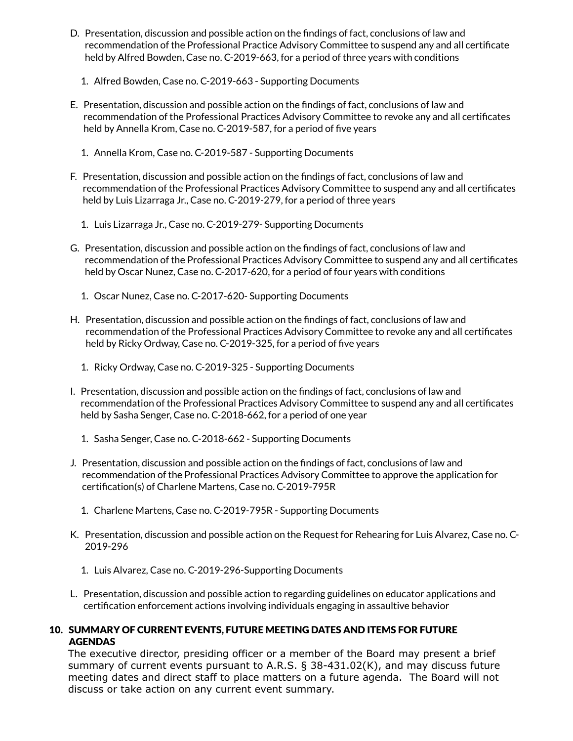D. Presentation, discussion and possible action on the findings of fact, conclusions of law and recommendation of the Professional Practice Advisory Committee to suspend any and all certificate held by Alfred Bowden, Case no. C-2019-663, for a period of three years with conditions

   1. Alfred Bowden, Case no. C-2019-663 - Supporting Documents

E. Presentation, discussion and possible action on the findings of fact, conclusions of law and recommendation of the Professional Practices Advisory Committee to revoke any and all certificates held by Annella Krom, Case no. C-2019-587, for a period of five years

   1. Annella Krom, Case no. C-2019-587 - Supporting Documents

F. Presentation, discussion and possible action on the findings of fact, conclusions of law and recommendation of the Professional Practices Advisory Committee to suspend any and all certificates held by Luis Lizarraga Jr., Case no. C-2019-279, for a period of three years

   1. Luis Lizarraga Jr., Case no. C-2019-279- Supporting Documents

G. Presentation, discussion and possible action on the findings of fact, conclusions of law and recommendation of the Professional Practices Advisory Committee to suspend any and all certificates held by Oscar Nunez, Case no. C-2017-620, for a period of four years with conditions

   1. Oscar Nunez, Case no. C-2017-620- Supporting Documents

H. Presentation, discussion and possible action on the findings of fact, conclusions of law and recommendation of the Professional Practices Advisory Committee to revoke any and all certificates held by Ricky Ordway, Case no. C-2019-325, for a period of five years

   1. Ricky Ordway, Case no. C-2019-325 - Supporting Documents

I. Presentation, discussion and possible action on the findings of fact, conclusions of law and recommendation of the Professional Practices Advisory Committee to suspend any and all certificates held by Sasha Senger, Case no. C-2018-662, for a period of one year

   1. Sasha Senger, Case no. C-2018-662 - Supporting Documents

J. Presentation, discussion and possible action on the findings of fact, conclusions of law and recommendation of the Professional Practices Advisory Committee to approve the application for certification(s) of Charlene Martens, Case no. C-2019-795R

   1. Charlene Martens, Case no. C-2019-795R - Supporting Documents

K. Presentation, discussion and possible action on the Request for Rehearing for Luis Alvarez, Case no. C-2019-296

   1. Luis Alvarez, Case no. C-2019-296-Supporting Documents

L. Presentation, discussion and possible action to regarding guidelines on educator applications and certification enforcement actions involving individuals engaging in assaultive behavior

## 10. SUMMARY OF CURRENT EVENTS, FUTURE MEETING DATES AND ITEMS FOR FUTURE AGENDAS

The executive director, presiding officer or a member of the Board may present a brief summary of current events pursuant to A.R.S. § 38-431.02(K), and may discuss future meeting dates and direct staff to place matters on a future agenda. The Board will not discuss or take action on any current event summary.